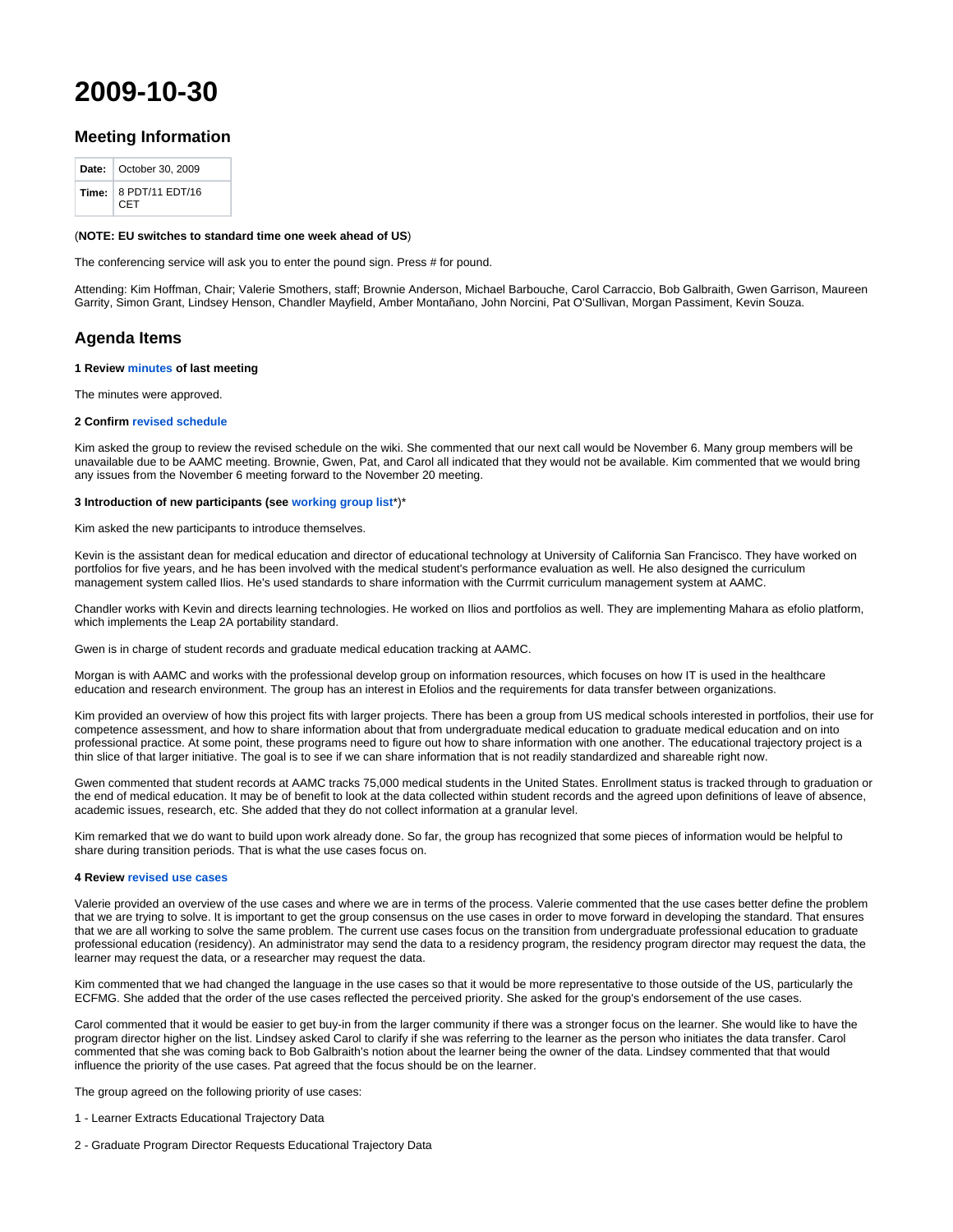# 2009-10-30

## Meeting Information

| Date: | October 30, 2009 |
|---|---|
| Time: | 8 PDT/11 EDT/16 CET |

(**NOTE: EU switches to standard time one week ahead of US**)

The conferencing service will ask you to enter the pound sign. Press # for pound.

Attending: Kim Hoffman, Chair; Valerie Smothers, staff; Brownie Anderson, Michael Barbouche, Carol Carraccio, Bob Galbraith, Gwen Garrison, Maureen Garrity, Simon Grant, Lindsey Henson, Chandler Mayfield, Amber Montañano, John Norcini, Pat O'Sullivan, Morgan Passiment, Kevin Souza.

## Agenda Items

**1 Review minutes of last meeting**

The minutes were approved.

**2 Confirm revised schedule**

Kim asked the group to review the revised schedule on the wiki. She commented that our next call would be November 6. Many group members will be unavailable due to be AAMC meeting. Brownie, Gwen, Pat, and Carol all indicated that they would not be available. Kim commented that we would bring any issues from the November 6 meeting forward to the November 20 meeting.

**3 Introduction of new participants (see working group list*)***

Kim asked the new participants to introduce themselves.

Kevin is the assistant dean for medical education and director of educational technology at University of California San Francisco. They have worked on portfolios for five years, and he has been involved with the medical student's performance evaluation as well. He also designed the curriculum management system called Ilios. He's used standards to share information with the Currmit curriculum management system at AAMC.

Chandler works with Kevin and directs learning technologies. He worked on Ilios and portfolios as well. They are implementing Mahara as efolio platform, which implements the Leap 2A portability standard.

Gwen is in charge of student records and graduate medical education tracking at AAMC.

Morgan is with AAMC and works with the professional develop group on information resources, which focuses on how IT is used in the healthcare education and research environment. The group has an interest in Efolios and the requirements for data transfer between organizations.

Kim provided an overview of how this project fits with larger projects. There has been a group from US medical schools interested in portfolios, their use for competence assessment, and how to share information about that from undergraduate medical education to graduate medical education and on into professional practice. At some point, these programs need to figure out how to share information with one another. The educational trajectory project is a thin slice of that larger initiative. The goal is to see if we can share information that is not readily standardized and shareable right now.

Gwen commented that student records at AAMC tracks 75,000 medical students in the United States. Enrollment status is tracked through to graduation or the end of medical education. It may be of benefit to look at the data collected within student records and the agreed upon definitions of leave of absence, academic issues, research, etc. She added that they do not collect information at a granular level.

Kim remarked that we do want to build upon work already done. So far, the group has recognized that some pieces of information would be helpful to share during transition periods. That is what the use cases focus on.

**4 Review revised use cases**

Valerie provided an overview of the use cases and where we are in terms of the process. Valerie commented that the use cases better define the problem that we are trying to solve. It is important to get the group consensus on the use cases in order to move forward in developing the standard. That ensures that we are all working to solve the same problem. The current use cases focus on the transition from undergraduate professional education to graduate professional education (residency). An administrator may send the data to a residency program, the residency program director may request the data, the learner may request the data, or a researcher may request the data.

Kim commented that we had changed the language in the use cases so that it would be more representative to those outside of the US, particularly the ECFMG. She added that the order of the use cases reflected the perceived priority. She asked for the group's endorsement of the use cases.

Carol commented that it would be easier to get buy-in from the larger community if there was a stronger focus on the learner. She would like to have the program director higher on the list. Lindsey asked Carol to clarify if she was referring to the learner as the person who initiates the data transfer. Carol commented that she was coming back to Bob Galbraith's notion about the learner being the owner of the data. Lindsey commented that that would influence the priority of the use cases. Pat agreed that the focus should be on the learner.

The group agreed on the following priority of use cases:

1 - Learner Extracts Educational Trajectory Data

2 - Graduate Program Director Requests Educational Trajectory Data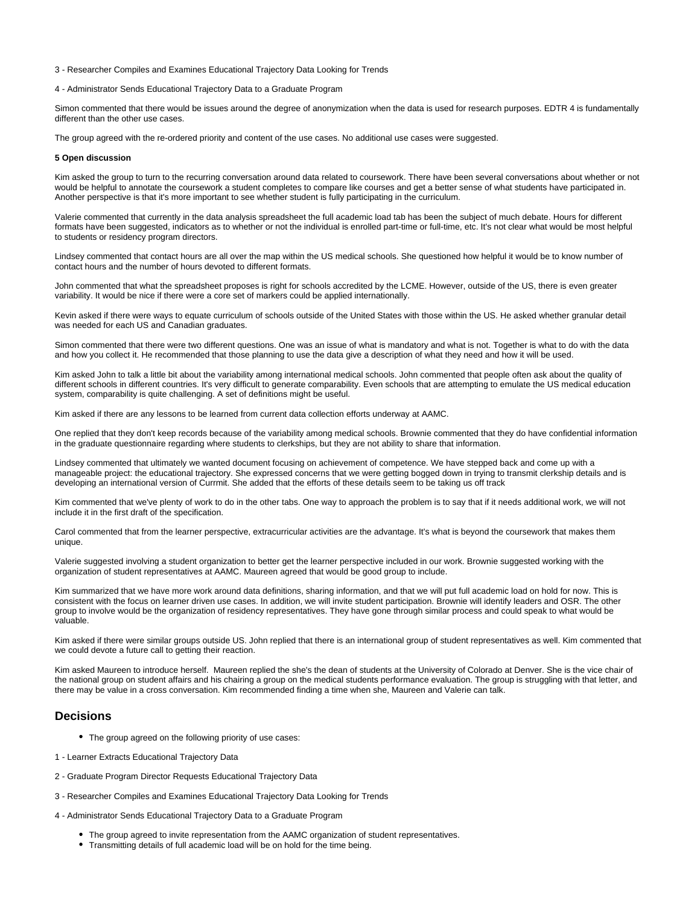3 - Researcher Compiles and Examines Educational Trajectory Data Looking for Trends

4 - Administrator Sends Educational Trajectory Data to a Graduate Program

Simon commented that there would be issues around the degree of anonymization when the data is used for research purposes. EDTR 4 is fundamentally different than the other use cases.

The group agreed with the re-ordered priority and content of the use cases. No additional use cases were suggested.

**5 Open discussion**

Kim asked the group to turn to the recurring conversation around data related to coursework. There have been several conversations about whether or not would be helpful to annotate the coursework a student completes to compare like courses and get a better sense of what students have participated in. Another perspective is that it's more important to see whether student is fully participating in the curriculum.

Valerie commented that currently in the data analysis spreadsheet the full academic load tab has been the subject of much debate. Hours for different formats have been suggested, indicators as to whether or not the individual is enrolled part-time or full-time, etc. It's not clear what would be most helpful to students or residency program directors.

Lindsey commented that contact hours are all over the map within the US medical schools. She questioned how helpful it would be to know number of contact hours and the number of hours devoted to different formats.

John commented that what the spreadsheet proposes is right for schools accredited by the LCME. However, outside of the US, there is even greater variability. It would be nice if there were a core set of markers could be applied internationally.

Kevin asked if there were ways to equate curriculum of schools outside of the United States with those within the US. He asked whether granular detail was needed for each US and Canadian graduates.

Simon commented that there were two different questions. One was an issue of what is mandatory and what is not. Together is what to do with the data and how you collect it. He recommended that those planning to use the data give a description of what they need and how it will be used.

Kim asked John to talk a little bit about the variability among international medical schools. John commented that people often ask about the quality of different schools in different countries. It's very difficult to generate comparability. Even schools that are attempting to emulate the US medical education system, comparability is quite challenging. A set of definitions might be useful.

Kim asked if there are any lessons to be learned from current data collection efforts underway at AAMC.

One replied that they don't keep records because of the variability among medical schools. Brownie commented that they do have confidential information in the graduate questionnaire regarding where students to clerkships, but they are not ability to share that information.

Lindsey commented that ultimately we wanted document focusing on achievement of competence. We have stepped back and come up with a manageable project: the educational trajectory. She expressed concerns that we were getting bogged down in trying to transmit clerkship details and is developing an international version of Currmit. She added that the efforts of these details seem to be taking us off track

Kim commented that we've plenty of work to do in the other tabs. One way to approach the problem is to say that if it needs additional work, we will not include it in the first draft of the specification.

Carol commented that from the learner perspective, extracurricular activities are the advantage. It's what is beyond the coursework that makes them unique.

Valerie suggested involving a student organization to better get the learner perspective included in our work. Brownie suggested working with the organization of student representatives at AAMC. Maureen agreed that would be good group to include.

Kim summarized that we have more work around data definitions, sharing information, and that we will put full academic load on hold for now. This is consistent with the focus on learner driven use cases. In addition, we will invite student participation. Brownie will identify leaders and OSR. The other group to involve would be the organization of residency representatives. They have gone through similar process and could speak to what would be valuable.

Kim asked if there were similar groups outside US. John replied that there is an international group of student representatives as well. Kim commented that we could devote a future call to getting their reaction.

Kim asked Maureen to introduce herself. Maureen replied the she's the dean of students at the University of Colorado at Denver. She is the vice chair of the national group on student affairs and his chairing a group on the medical students performance evaluation. The group is struggling with that letter, and there may be value in a cross conversation. Kim recommended finding a time when she, Maureen and Valerie can talk.

## Decisions

- The group agreed on the following priority of use cases:

1 - Learner Extracts Educational Trajectory Data

2 - Graduate Program Director Requests Educational Trajectory Data

3 - Researcher Compiles and Examines Educational Trajectory Data Looking for Trends

4 - Administrator Sends Educational Trajectory Data to a Graduate Program

- The group agreed to invite representation from the AAMC organization of student representatives.
- Transmitting details of full academic load will be on hold for the time being.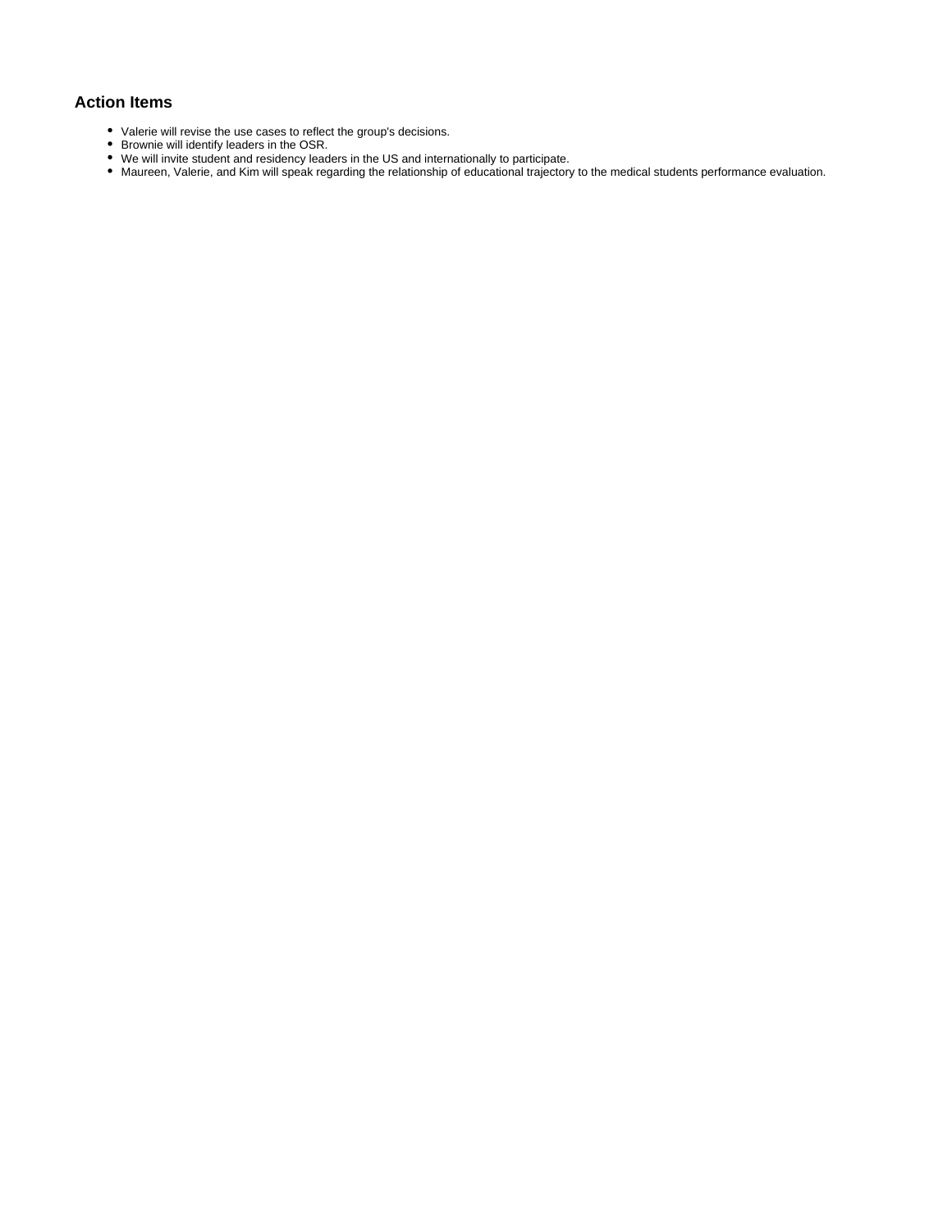### Action Items

- Valerie will revise the use cases to reflect the group's decisions.
- Brownie will identify leaders in the OSR.
- We will invite student and residency leaders in the US and internationally to participate.
- Maureen, Valerie, and Kim will speak regarding the relationship of educational trajectory to the medical students performance evaluation.